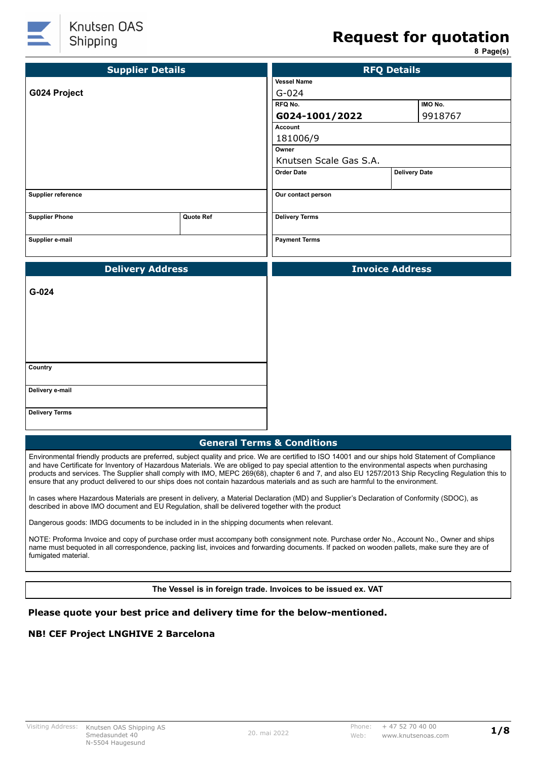Knutsen OAS Shipping

# Request for quotation

8 Page(s)

| Supplier Details | RFQ Details | |
|---|---|---|
| **G024 Project** | **Vessel Name**<br>G-024 | |
| | **RFQ No.**<br>**G024-1001/2022** | **IMO No.**<br>9918767 |
| | **Account**<br>181006/9 | |
| | **Owner**<br>Knutsen Scale Gas S.A. | |
| | **Order Date** | **Delivery Date** |

| | | |
|---|---|---|
| **Supplier reference** | | **Our contact person** |
| **Supplier Phone** | **Quote Ref** | **Delivery Terms** |
| **Supplier e-mail** | | **Payment Terms** |

| Delivery Address | Invoice Address |
|---|---|
| **G-024** | |
| **Country** | |
| **Delivery e-mail** | |
| **Delivery Terms** | |

## General Terms & Conditions

Environmental friendly products are preferred, subject quality and price. We are certified to ISO 14001 and our ships hold Statement of Compliance and have Certificate for Inventory of Hazardous Materials. We are obliged to pay special attention to the environmental aspects when purchasing products and services. The Supplier shall comply with IMO, MEPC 269(68), chapter 6 and 7, and also EU 1257/2013 Ship Recycling Regulation this to ensure that any product delivered to our ships does not contain hazardous materials and as such are harmful to the environment.

In cases where Hazardous Materials are present in delivery, a Material Declaration (MD) and Supplier's Declaration of Conformity (SDOC), as described in above IMO document and EU Regulation, shall be delivered together with the product

Dangerous goods: IMDG documents to be included in in the shipping documents when relevant.

NOTE: Proforma Invoice and copy of purchase order must accompany both consignment note. Purchase order No., Account No., Owner and ships name must bequoted in all correspondence, packing list, invoices and forwarding documents. If packed on wooden pallets, make sure they are of fumigated material.

**The Vessel is in foreign trade. Invoices to be issued ex. VAT**

**Please quote your best price and delivery time for the below-mentioned.**

**NB! CEF Project LNGHIVE 2 Barcelona**

Visiting Address: Knutsen OAS Shipping AS, Smedasundet 40, N-5504 Haugesund — 20. mai 2022 — Phone: + 47 52 70 40 00 — Web: www.knutsenoas.com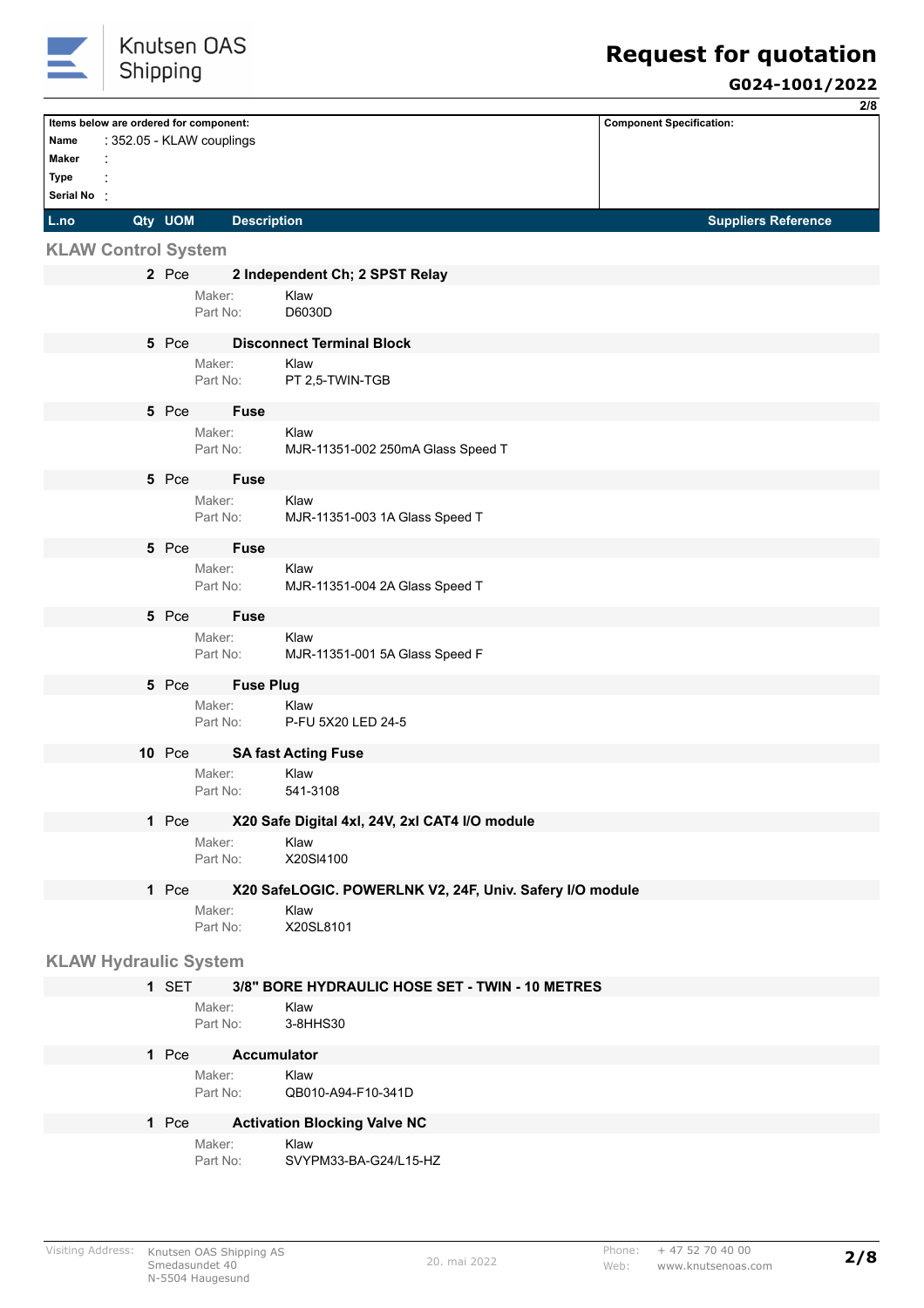| Items below are ordered for component: | Component Specification: |
| --- | --- |
| **Name** : 352.05 - KLAW couplings | |
| **Maker** : | |
| **Type** : | |
| **Serial No** : | |

| L.no | Qty | UOM | Description | Suppliers Reference |
| --- | --- | --- | --- | --- |

## KLAW Control System

| L.no | Qty | UOM | Description | Suppliers Reference |
| --- | --- | --- | --- | --- |
| | **2** | Pce | **2 Independent Ch; 2 SPST Relay**<br>Maker: Klaw<br>Part No: D6030D | |
| | **5** | Pce | **Disconnect Terminal Block**<br>Maker: Klaw<br>Part No: PT 2,5-TWIN-TGB | |
| | **5** | Pce | **Fuse**<br>Maker: Klaw<br>Part No: MJR-11351-002 250mA Glass Speed T | |
| | **5** | Pce | **Fuse**<br>Maker: Klaw<br>Part No: MJR-11351-003 1A Glass Speed T | |
| | **5** | Pce | **Fuse**<br>Maker: Klaw<br>Part No: MJR-11351-004 2A Glass Speed T | |
| | **5** | Pce | **Fuse**<br>Maker: Klaw<br>Part No: MJR-11351-001 5A Glass Speed F | |
| | **5** | Pce | **Fuse Plug**<br>Maker: Klaw<br>Part No: P-FU 5X20 LED 24-5 | |
| | **10** | Pce | **SA fast Acting Fuse**<br>Maker: Klaw<br>Part No: 541-3108 | |
| | **1** | Pce | **X20 Safe Digital 4xl, 24V, 2xl CAT4 I/O module**<br>Maker: Klaw<br>Part No: X20SI4100 | |
| | **1** | Pce | **X20 SafeLOGIC. POWERLNK V2, 24F, Univ. Safery I/O module**<br>Maker: Klaw<br>Part No: X20SL8101 | |

## KLAW Hydraulic System

| L.no | Qty | UOM | Description | Suppliers Reference |
| --- | --- | --- | --- | --- |
| | **1** | SET | **3/8" BORE HYDRAULIC HOSE SET - TWIN - 10 METRES**<br>Maker: Klaw<br>Part No: 3-8HHS30 | |
| | **1** | Pce | **Accumulator**<br>Maker: Klaw<br>Part No: QB010-A94-F10-341D | |
| | **1** | Pce | **Activation Blocking Valve NC**<br>Maker: Klaw<br>Part No: SVYPM33-BA-G24/L15-HZ | |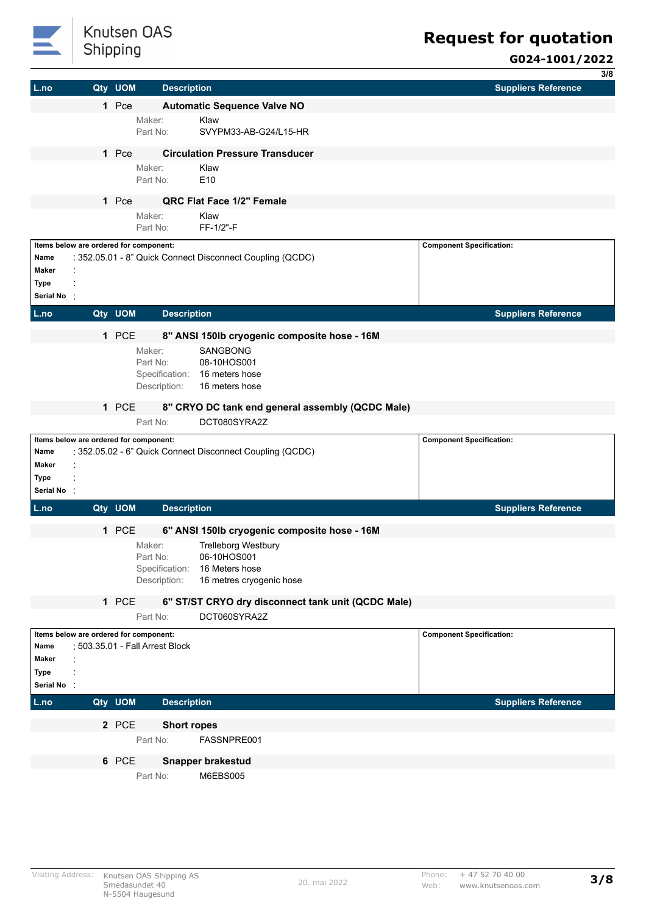| L.no | Qty | UOM | Description | Suppliers Reference |
|---|---|---|---|---|
| | 1 | Pce | **Automatic Sequence Valve NO** | |
| | | | Maker: Klaw | |
| | | | Part No: SVYPM33-AB-G24/L15-HR | |
| | 1 | Pce | **Circulation Pressure Transducer** | |
| | | | Maker: Klaw | |
| | | | Part No: E10 | |
| | 1 | Pce | **QRC Flat Face 1/2" Female** | |
| | | | Maker: Klaw | |
| | | | Part No: FF-1/2"-F | |

**Items below are ordered for component:**
**Name** : 352.05.01 - 8" Quick Connect Disconnect Coupling (QCDC)
**Maker** :
**Type** :
**Serial No** :

**Component Specification:**

| L.no | Qty | UOM | Description | Suppliers Reference |
|---|---|---|---|---|
| | 1 | PCE | **8" ANSI 150lb cryogenic composite hose - 16M** | |
| | | | Maker: SANGBONG | |
| | | | Part No: 08-10HOS001 | |
| | | | Specification: 16 meters hose | |
| | | | Description: 16 meters hose | |
| | 1 | PCE | **8" CRYO DC tank end general assembly (QCDC Male)** | |
| | | | Part No: DCT080SYRA2Z | |

**Items below are ordered for component:**
**Name** : 352.05.02 - 6" Quick Connect Disconnect Coupling (QCDC)
**Maker** :
**Type** :
**Serial No** :

**Component Specification:**

| L.no | Qty | UOM | Description | Suppliers Reference |
|---|---|---|---|---|
| | 1 | PCE | **6" ANSI 150lb cryogenic composite hose - 16M** | |
| | | | Maker: Trelleborg Westbury | |
| | | | Part No: 06-10HOS001 | |
| | | | Specification: 16 Meters hose | |
| | | | Description: 16 metres cryogenic hose | |
| | 1 | PCE | **6" ST/ST CRYO dry disconnect tank unit (QCDC Male)** | |
| | | | Part No: DCT060SYRA2Z | |

**Items below are ordered for component:**
**Name** : 503.35.01 - Fall Arrest Block
**Maker** :
**Type** :
**Serial No** :

**Component Specification:**

| L.no | Qty | UOM | Description | Suppliers Reference |
|---|---|---|---|---|
| | 2 | PCE | **Short ropes** | |
| | | | Part No: FASSNPRE001 | |
| | 6 | PCE | **Snapper brakestud** | |
| | | | Part No: M6EBS005 | |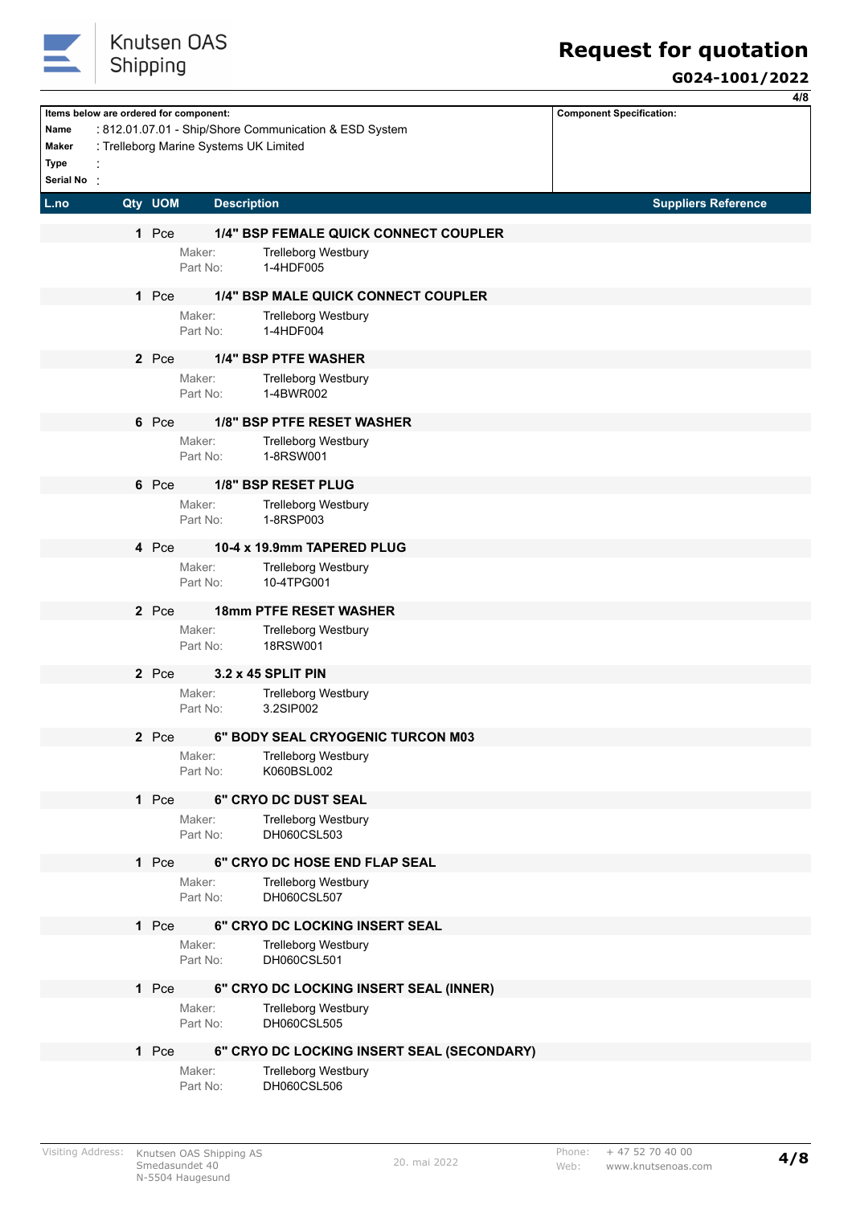# Request for quotation

**G024-1001/2022**

**Items below are ordered for component:**

**Name** : 812.01.07.01 - Ship/Shore Communication & ESD System
**Maker** : Trelleborg Marine Systems UK Limited
**Type** :
**Serial No** :

**Component Specification:**

| L.no | Qty | UOM | Description | Suppliers Reference |
|---|---|---|---|---|
| | **1** | Pce | **1/4" BSP FEMALE QUICK CONNECT COUPLER**<br>Maker: Trelleborg Westbury<br>Part No: 1-4HDF005 | |
| | **1** | Pce | **1/4" BSP MALE QUICK CONNECT COUPLER**<br>Maker: Trelleborg Westbury<br>Part No: 1-4HDF004 | |
| | **2** | Pce | **1/4" BSP PTFE WASHER**<br>Maker: Trelleborg Westbury<br>Part No: 1-4BWR002 | |
| | **6** | Pce | **1/8" BSP PTFE RESET WASHER**<br>Maker: Trelleborg Westbury<br>Part No: 1-8RSW001 | |
| | **6** | Pce | **1/8" BSP RESET PLUG**<br>Maker: Trelleborg Westbury<br>Part No: 1-8RSP003 | |
| | **4** | Pce | **10-4 x 19.9mm TAPERED PLUG**<br>Maker: Trelleborg Westbury<br>Part No: 10-4TPG001 | |
| | **2** | Pce | **18mm PTFE RESET WASHER**<br>Maker: Trelleborg Westbury<br>Part No: 18RSW001 | |
| | **2** | Pce | **3.2 x 45 SPLIT PIN**<br>Maker: Trelleborg Westbury<br>Part No: 3.2SIP002 | |
| | **2** | Pce | **6" BODY SEAL CRYOGENIC TURCON M03**<br>Maker: Trelleborg Westbury<br>Part No: K060BSL002 | |
| | **1** | Pce | **6" CRYO DC DUST SEAL**<br>Maker: Trelleborg Westbury<br>Part No: DH060CSL503 | |
| | **1** | Pce | **6" CRYO DC HOSE END FLAP SEAL**<br>Maker: Trelleborg Westbury<br>Part No: DH060CSL507 | |
| | **1** | Pce | **6" CRYO DC LOCKING INSERT SEAL**<br>Maker: Trelleborg Westbury<br>Part No: DH060CSL501 | |
| | **1** | Pce | **6" CRYO DC LOCKING INSERT SEAL (INNER)**<br>Maker: Trelleborg Westbury<br>Part No: DH060CSL505 | |
| | **1** | Pce | **6" CRYO DC LOCKING INSERT SEAL (SECONDARY)**<br>Maker: Trelleborg Westbury<br>Part No: DH060CSL506 | |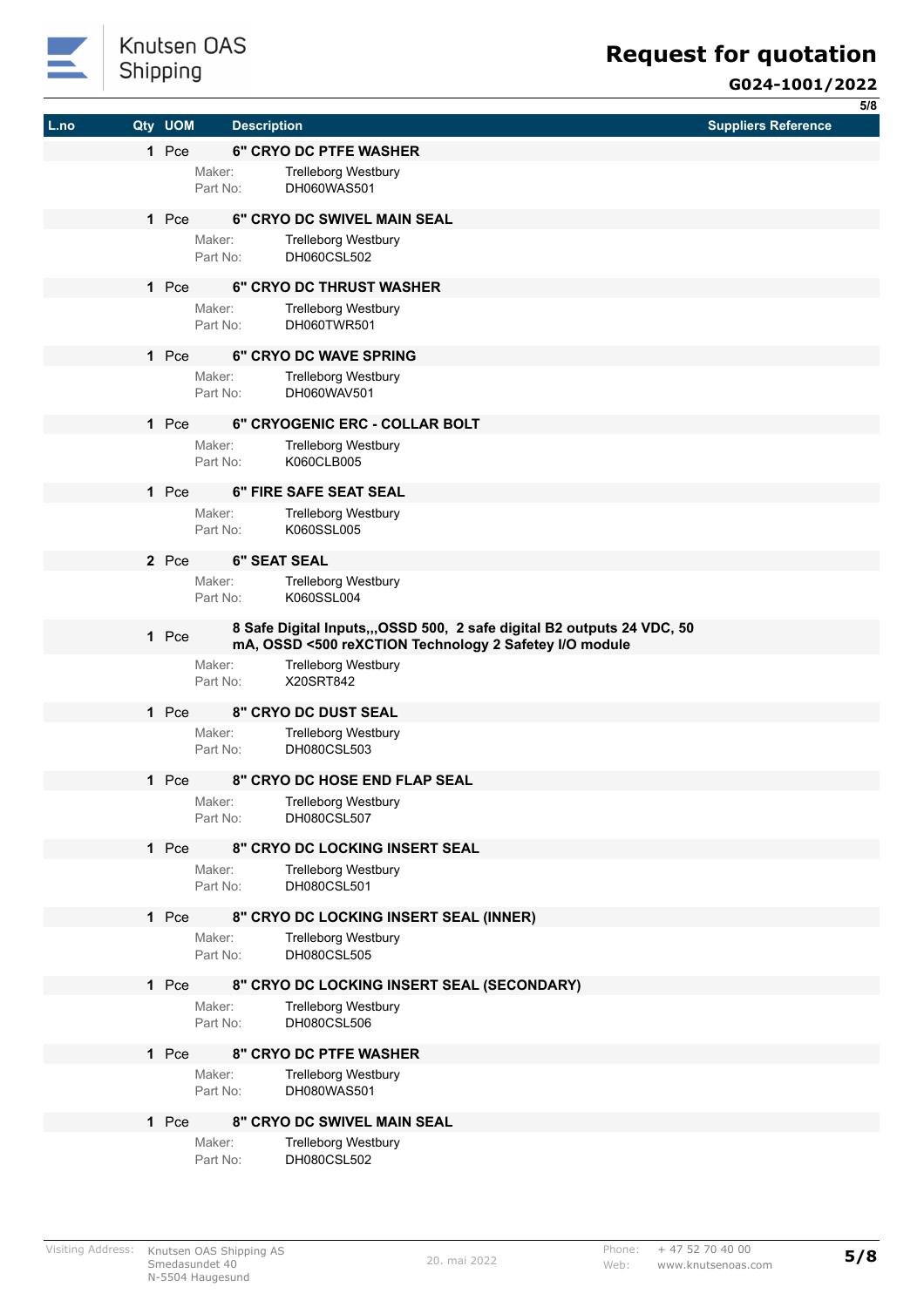| L.no | Qty | UOM | Description | Suppliers Reference |
|---|---|---|---|---|
| | 1 | Pce | **6" CRYO DC PTFE WASHER**<br>Maker: Trelleborg Westbury<br>Part No: DH060WAS501 | |
| | 1 | Pce | **6" CRYO DC SWIVEL MAIN SEAL**<br>Maker: Trelleborg Westbury<br>Part No: DH060CSL502 | |
| | 1 | Pce | **6" CRYO DC THRUST WASHER**<br>Maker: Trelleborg Westbury<br>Part No: DH060TWR501 | |
| | 1 | Pce | **6" CRYO DC WAVE SPRING**<br>Maker: Trelleborg Westbury<br>Part No: DH060WAV501 | |
| | 1 | Pce | **6" CRYOGENIC ERC - COLLAR BOLT**<br>Maker: Trelleborg Westbury<br>Part No: K060CLB005 | |
| | 1 | Pce | **6" FIRE SAFE SEAT SEAL**<br>Maker: Trelleborg Westbury<br>Part No: K060SSL005 | |
| | 2 | Pce | **6" SEAT SEAL**<br>Maker: Trelleborg Westbury<br>Part No: K060SSL004 | |
| | 1 | Pce | **8 Safe Digital Inputs,,,OSSD 500, 2 safe digital B2 outputs 24 VDC, 50 mA, OSSD <500 reXCTION Technology 2 Safetey I/O module**<br>Maker: Trelleborg Westbury<br>Part No: X20SRT842 | |
| | 1 | Pce | **8" CRYO DC DUST SEAL**<br>Maker: Trelleborg Westbury<br>Part No: DH080CSL503 | |
| | 1 | Pce | **8" CRYO DC HOSE END FLAP SEAL**<br>Maker: Trelleborg Westbury<br>Part No: DH080CSL507 | |
| | 1 | Pce | **8" CRYO DC LOCKING INSERT SEAL**<br>Maker: Trelleborg Westbury<br>Part No: DH080CSL501 | |
| | 1 | Pce | **8" CRYO DC LOCKING INSERT SEAL (INNER)**<br>Maker: Trelleborg Westbury<br>Part No: DH080CSL505 | |
| | 1 | Pce | **8" CRYO DC LOCKING INSERT SEAL (SECONDARY)**<br>Maker: Trelleborg Westbury<br>Part No: DH080CSL506 | |
| | 1 | Pce | **8" CRYO DC PTFE WASHER**<br>Maker: Trelleborg Westbury<br>Part No: DH080WAS501 | |
| | 1 | Pce | **8" CRYO DC SWIVEL MAIN SEAL**<br>Maker: Trelleborg Westbury<br>Part No: DH080CSL502 | |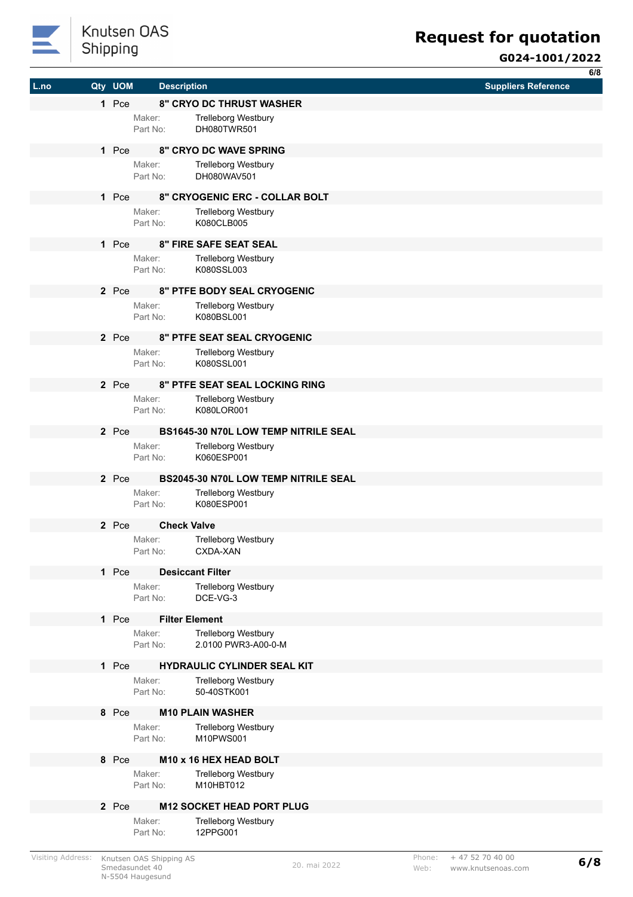| L.no | Qty | UOM | Description | Suppliers Reference |
|---|---|---|---|---|
| | 1 | Pce | **8" CRYO DC THRUST WASHER**<br>Maker: Trelleborg Westbury<br>Part No: DH080TWR501 | |
| | 1 | Pce | **8" CRYO DC WAVE SPRING**<br>Maker: Trelleborg Westbury<br>Part No: DH080WAV501 | |
| | 1 | Pce | **8" CRYOGENIC ERC - COLLAR BOLT**<br>Maker: Trelleborg Westbury<br>Part No: K080CLB005 | |
| | 1 | Pce | **8" FIRE SAFE SEAT SEAL**<br>Maker: Trelleborg Westbury<br>Part No: K080SSL003 | |
| | 2 | Pce | **8" PTFE BODY SEAL CRYOGENIC**<br>Maker: Trelleborg Westbury<br>Part No: K080BSL001 | |
| | 2 | Pce | **8" PTFE SEAT SEAL CRYOGENIC**<br>Maker: Trelleborg Westbury<br>Part No: K080SSL001 | |
| | 2 | Pce | **8" PTFE SEAT SEAL LOCKING RING**<br>Maker: Trelleborg Westbury<br>Part No: K080LOR001 | |
| | 2 | Pce | **BS1645-30 N70L LOW TEMP NITRILE SEAL**<br>Maker: Trelleborg Westbury<br>Part No: K060ESP001 | |
| | 2 | Pce | **BS2045-30 N70L LOW TEMP NITRILE SEAL**<br>Maker: Trelleborg Westbury<br>Part No: K080ESP001 | |
| | 2 | Pce | **Check Valve**<br>Maker: Trelleborg Westbury<br>Part No: CXDA-XAN | |
| | 1 | Pce | **Desiccant Filter**<br>Maker: Trelleborg Westbury<br>Part No: DCE-VG-3 | |
| | 1 | Pce | **Filter Element**<br>Maker: Trelleborg Westbury<br>Part No: 2.0100 PWR3-A00-0-M | |
| | 1 | Pce | **HYDRAULIC CYLINDER SEAL KIT**<br>Maker: Trelleborg Westbury<br>Part No: 50-40STK001 | |
| | 8 | Pce | **M10 PLAIN WASHER**<br>Maker: Trelleborg Westbury<br>Part No: M10PWS001 | |
| | 8 | Pce | **M10 x 16 HEX HEAD BOLT**<br>Maker: Trelleborg Westbury<br>Part No: M10HBT012 | |
| | 2 | Pce | **M12 SOCKET HEAD PORT PLUG**<br>Maker: Trelleborg Westbury<br>Part No: 12PPG001 | |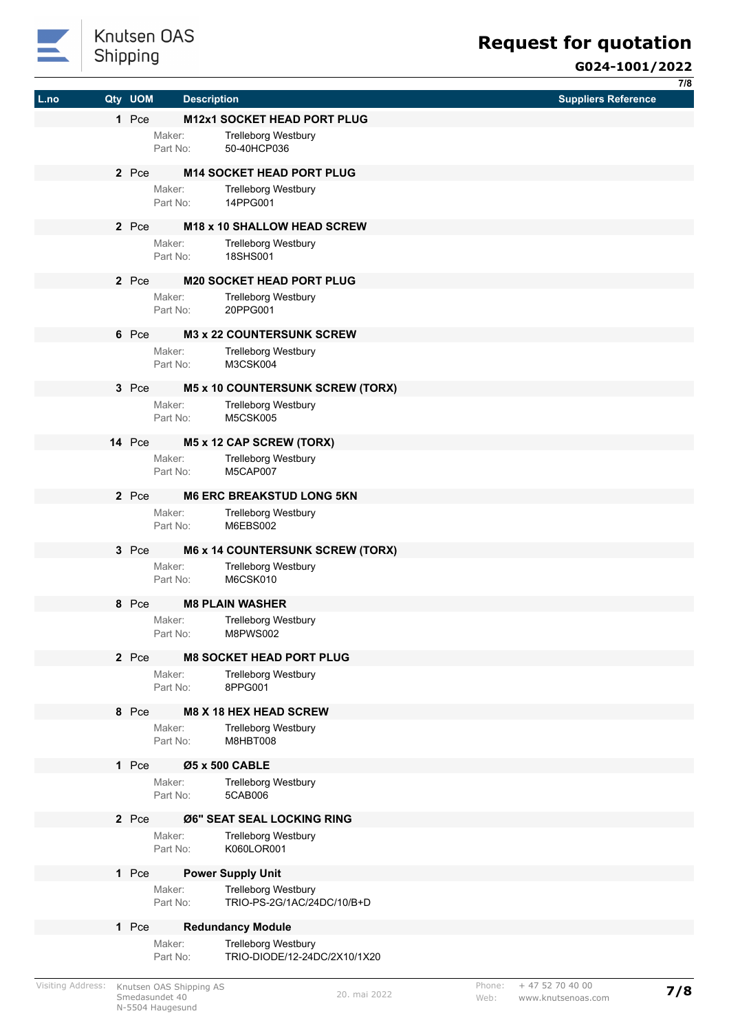| L.no | Qty | UOM | Description | Suppliers Reference |
|---|---|---|---|---|
| | 1 | Pce | **M12x1 SOCKET HEAD PORT PLUG**<br>Maker: Trelleborg Westbury<br>Part No: 50-40HCP036 | |
| | 2 | Pce | **M14 SOCKET HEAD PORT PLUG**<br>Maker: Trelleborg Westbury<br>Part No: 14PPG001 | |
| | 2 | Pce | **M18 x 10 SHALLOW HEAD SCREW**<br>Maker: Trelleborg Westbury<br>Part No: 18SHS001 | |
| | 2 | Pce | **M20 SOCKET HEAD PORT PLUG**<br>Maker: Trelleborg Westbury<br>Part No: 20PPG001 | |
| | 6 | Pce | **M3 x 22 COUNTERSUNK SCREW**<br>Maker: Trelleborg Westbury<br>Part No: M3CSK004 | |
| | 3 | Pce | **M5 x 10 COUNTERSUNK SCREW (TORX)**<br>Maker: Trelleborg Westbury<br>Part No: M5CSK005 | |
| | 14 | Pce | **M5 x 12 CAP SCREW (TORX)**<br>Maker: Trelleborg Westbury<br>Part No: M5CAP007 | |
| | 2 | Pce | **M6 ERC BREAKSTUD LONG 5KN**<br>Maker: Trelleborg Westbury<br>Part No: M6EBS002 | |
| | 3 | Pce | **M6 x 14 COUNTERSUNK SCREW (TORX)**<br>Maker: Trelleborg Westbury<br>Part No: M6CSK010 | |
| | 8 | Pce | **M8 PLAIN WASHER**<br>Maker: Trelleborg Westbury<br>Part No: M8PWS002 | |
| | 2 | Pce | **M8 SOCKET HEAD PORT PLUG**<br>Maker: Trelleborg Westbury<br>Part No: 8PPG001 | |
| | 8 | Pce | **M8 X 18 HEX HEAD SCREW**<br>Maker: Trelleborg Westbury<br>Part No: M8HBT008 | |
| | 1 | Pce | **Ø5 x 500 CABLE**<br>Maker: Trelleborg Westbury<br>Part No: 5CAB006 | |
| | 2 | Pce | **Ø6" SEAT SEAL LOCKING RING**<br>Maker: Trelleborg Westbury<br>Part No: K060LOR001 | |
| | 1 | Pce | **Power Supply Unit**<br>Maker: Trelleborg Westbury<br>Part No: TRIO-PS-2G/1AC/24DC/10/B+D | |
| | 1 | Pce | **Redundancy Module**<br>Maker: Trelleborg Westbury<br>Part No: TRIO-DIODE/12-24DC/2X10/1X20 | |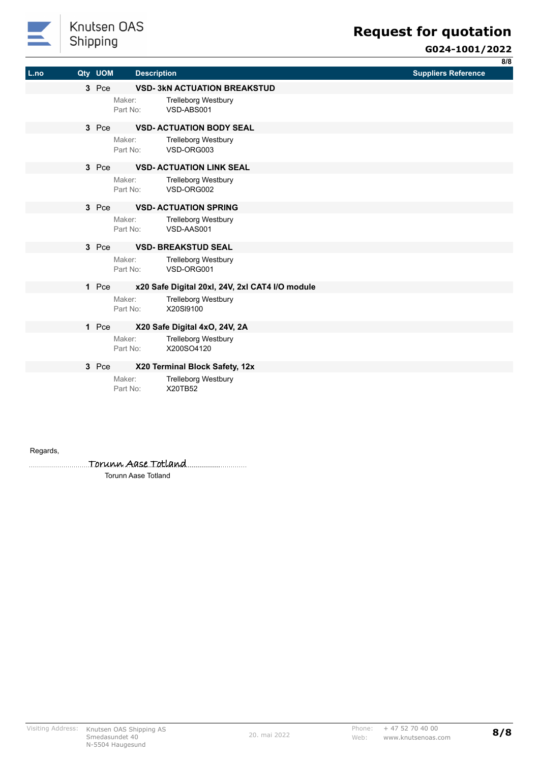| L.no | Qty | UOM | Description | Suppliers Reference |
|---|---|---|---|---|
| | 3 | Pce | **VSD- 3kN ACTUATION BREAKSTUD** | |
| | | | Maker: Trelleborg Westbury<br>Part No: VSD-ABS001 | |
| | 3 | Pce | **VSD- ACTUATION BODY SEAL** | |
| | | | Maker: Trelleborg Westbury<br>Part No: VSD-ORG003 | |
| | 3 | Pce | **VSD- ACTUATION LINK SEAL** | |
| | | | Maker: Trelleborg Westbury<br>Part No: VSD-ORG002 | |
| | 3 | Pce | **VSD- ACTUATION SPRING** | |
| | | | Maker: Trelleborg Westbury<br>Part No: VSD-AAS001 | |
| | 3 | Pce | **VSD- BREAKSTUD SEAL** | |
| | | | Maker: Trelleborg Westbury<br>Part No: VSD-ORG001 | |
| | 1 | Pce | **x20 Safe Digital 20xl, 24V, 2xl CAT4 I/O module** | |
| | | | Maker: Trelleborg Westbury<br>Part No: X20SI9100 | |
| | 1 | Pce | **X20 Safe Digital 4xO, 24V, 2A** | |
| | | | Maker: Trelleborg Westbury<br>Part No: X200SO4120 | |
| | 3 | Pce | **X20 Terminal Block Safety, 12x** | |
| | | | Maker: Trelleborg Westbury<br>Part No: X20TB52 | |

Regards,

*Torunn Aase Totland*

Torunn Aase Totland

Visiting Address: Knutsen OAS Shipping AS, Smedasundet 40, N-5504 Haugesund

20. mai 2022

Phone: + 47 52 70 40 00
Web: www.knutsenoas.com